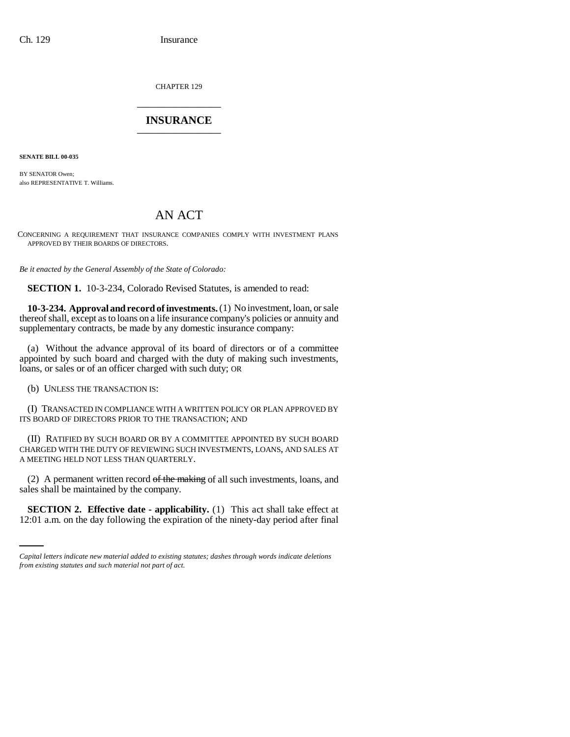CHAPTER 129

# INSURANCE

**SENATE BILL 00-035**

BY SENATOR Owen;
also REPRESENTATIVE T. Williams.

# AN ACT

CONCERNING A REQUIREMENT THAT INSURANCE COMPANIES COMPLY WITH INVESTMENT PLANS APPROVED BY THEIR BOARDS OF DIRECTORS.

*Be it enacted by the General Assembly of the State of Colorado:*

**SECTION 1.** 10-3-234, Colorado Revised Statutes, is amended to read:

**10-3-234. Approval and record of investments.** (1) No investment, loan, or sale thereof shall, except as to loans on a life insurance company's policies or annuity and supplementary contracts, be made by any domestic insurance company:

(a) Without the advance approval of its board of directors or of a committee appointed by such board and charged with the duty of making such investments, loans, or sales or of an officer charged with such duty; OR

(b) UNLESS THE TRANSACTION IS:

(I) TRANSACTED IN COMPLIANCE WITH A WRITTEN POLICY OR PLAN APPROVED BY ITS BOARD OF DIRECTORS PRIOR TO THE TRANSACTION; AND

(II) RATIFIED BY SUCH BOARD OR BY A COMMITTEE APPOINTED BY SUCH BOARD CHARGED WITH THE DUTY OF REVIEWING SUCH INVESTMENTS, LOANS, AND SALES AT A MEETING HELD NOT LESS THAN QUARTERLY.

(2) A permanent written record ~~of the making~~ of all such investments, loans, and sales shall be maintained by the company.

**SECTION 2. Effective date - applicability.** (1) This act shall take effect at 12:01 a.m. on the day following the expiration of the ninety-day period after final

*Capital letters indicate new material added to existing statutes; dashes through words indicate deletions from existing statutes and such material not part of act.*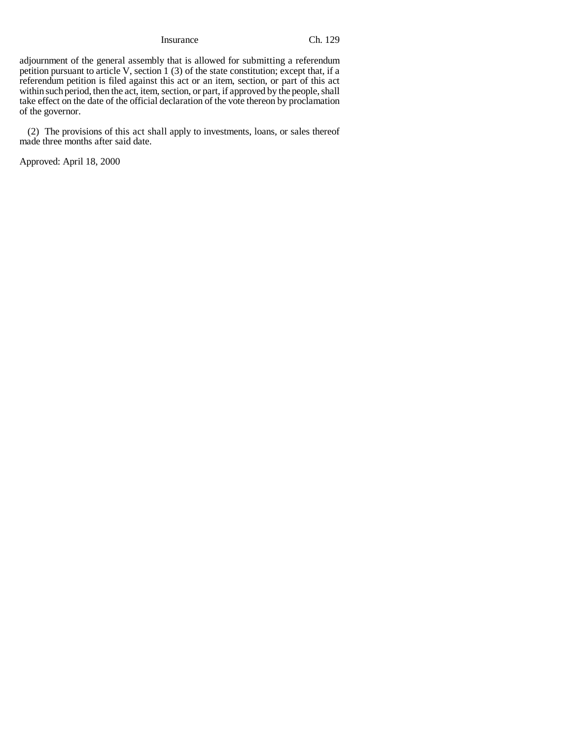adjournment of the general assembly that is allowed for submitting a referendum petition pursuant to article V, section 1 (3) of the state constitution; except that, if a referendum petition is filed against this act or an item, section, or part of this act within such period, then the act, item, section, or part, if approved by the people, shall take effect on the date of the official declaration of the vote thereon by proclamation of the governor.

(2) The provisions of this act shall apply to investments, loans, or sales thereof made three months after said date.

Approved: April 18, 2000